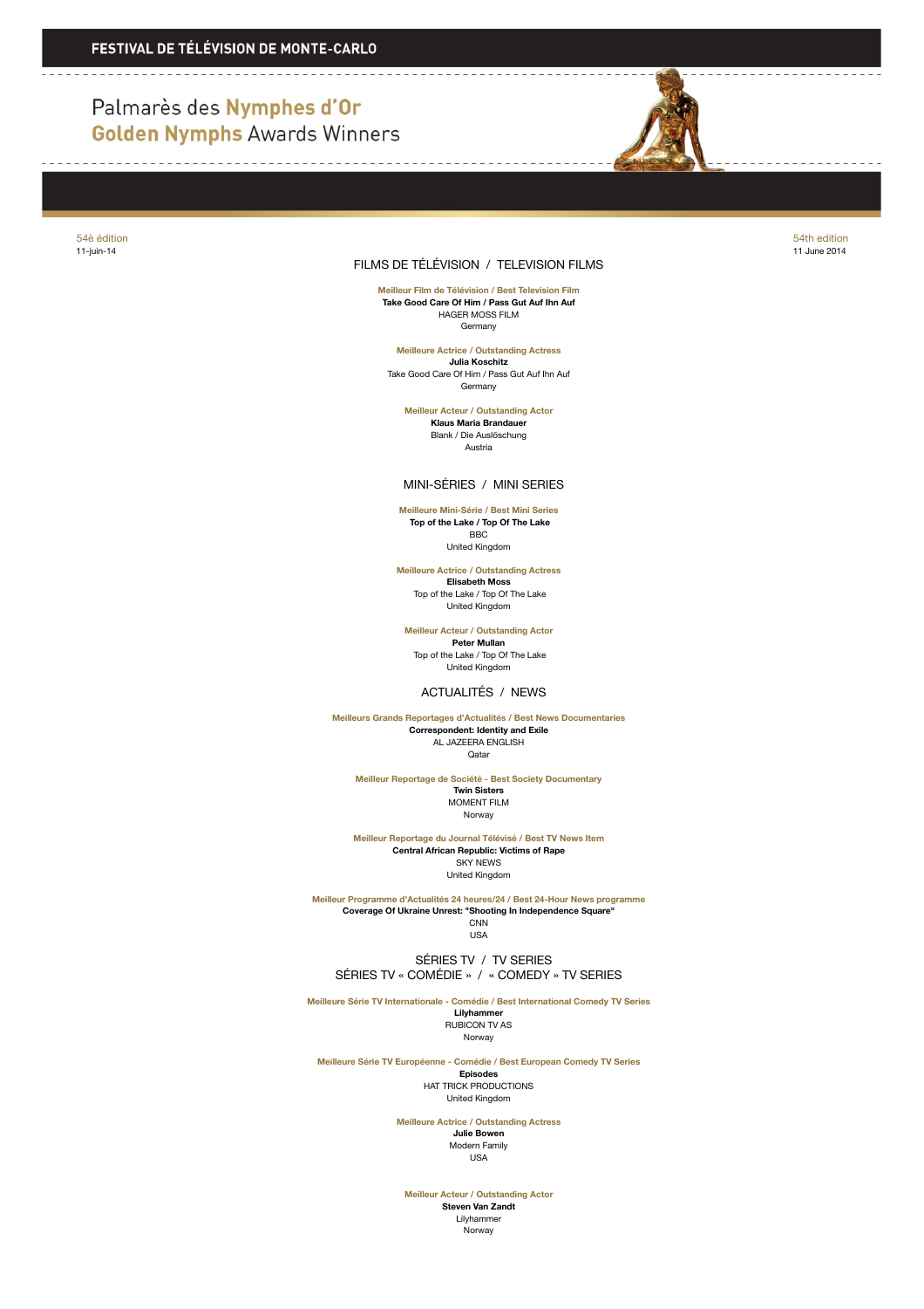# FESTIVAL DE TÉLÉVISION DE MONTE-CARLO

## Palmarès des Nymphes d'Or
## Golden Nymphs Awards Winners

54è édition
11-juin-14

54th edition
11 June 2014

## FILMS DE TÉLÉVISION / TELEVISION FILMS

**Meilleur Film de Télévision / Best Television Film**
**Take Good Care Of Him / Pass Gut Auf Ihn Auf**
HAGER MOSS FILM
Germany

**Meilleure Actrice / Outstanding Actress**
**Julia Koschitz**
Take Good Care Of Him / Pass Gut Auf Ihn Auf
Germany

**Meilleur Acteur / Outstanding Actor**
**Klaus Maria Brandauer**
Blank / Die Auslöschung
Austria

## MINI-SÉRIES / MINI SERIES

**Meilleure Mini-Série / Best Mini Series**
**Top of the Lake / Top Of The Lake**
BBC
United Kingdom

**Meilleure Actrice / Outstanding Actress**
**Elisabeth Moss**
Top of the Lake / Top Of The Lake
United Kingdom

**Meilleur Acteur / Outstanding Actor**
**Peter Mullan**
Top of the Lake / Top Of The Lake
United Kingdom

## ACTUALITÉS / NEWS

**Meilleurs Grands Reportages d'Actualités / Best News Documentaries**
**Correspondent: Identity and Exile**
AL JAZEERA ENGLISH
Qatar

**Meilleur Reportage de Société - Best Society Documentary**
**Twin Sisters**
MOMENT FILM
Norway

**Meilleur Reportage du Journal Télévisé / Best TV News Item**
**Central African Republic: Victims of Rape**
SKY NEWS
United Kingdom

**Meilleur Programme d'Actualités 24 heures/24 / Best 24-Hour News programme**
**Coverage Of Ukraine Unrest: "Shooting In Independence Square"**
CNN
USA

## SÉRIES TV / TV SERIES
### SÉRIES TV « COMÉDIE » / « COMEDY » TV SERIES

**Meilleure Série TV Internationale - Comédie / Best International Comedy TV Series**
**Lilyhammer**
RUBICON TV AS
Norway

**Meilleure Série TV Européenne - Comédie / Best European Comedy TV Series**
**Episodes**
HAT TRICK PRODUCTIONS
United Kingdom

**Meilleure Actrice / Outstanding Actress**
**Julie Bowen**
Modern Family
USA

**Meilleur Acteur / Outstanding Actor**
**Steven Van Zandt**
Lilyhammer
Norway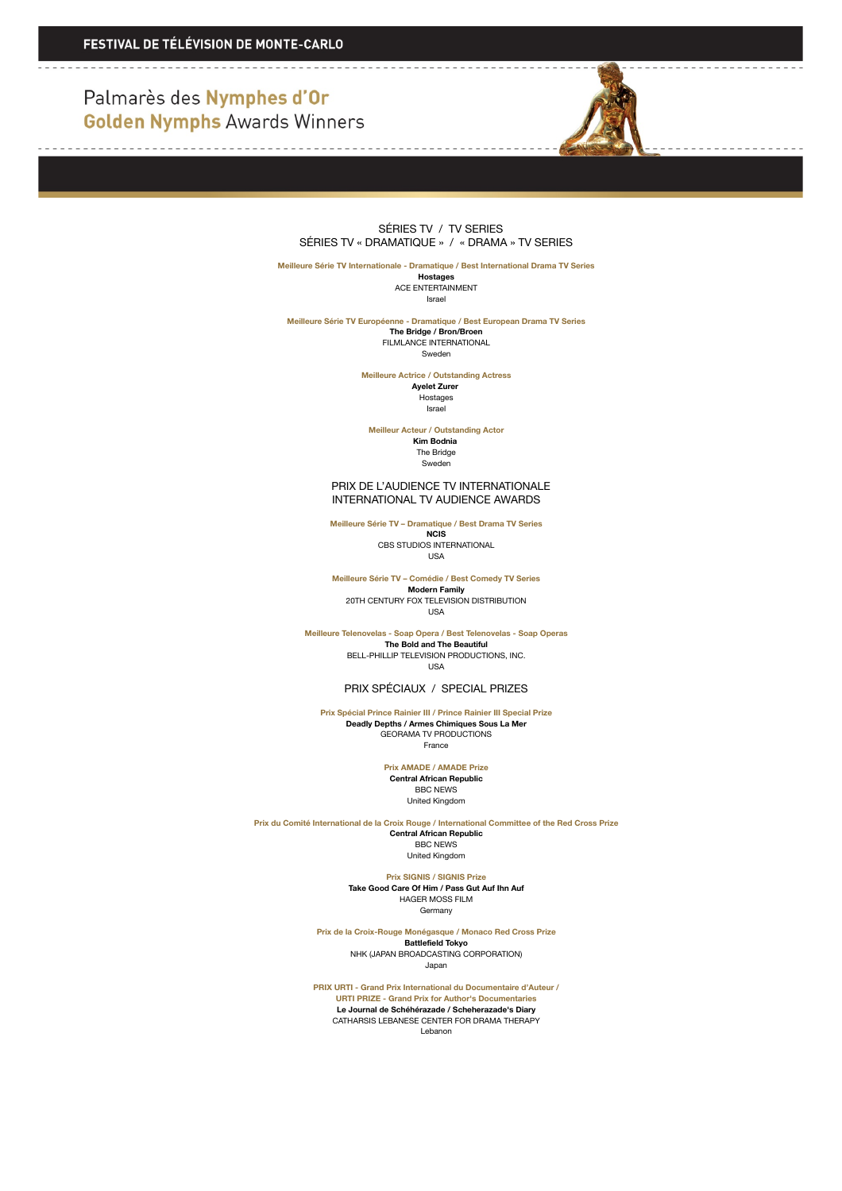FESTIVAL DE TÉLÉVISION DE MONTE-CARLO

# Palmarès des Nymphes d'Or
# Golden Nymphs Awards Winners

## SÉRIES TV / TV SERIES
## SÉRIES TV « DRAMATIQUE » / « DRAMA » TV SERIES

### Meilleure Série TV Internationale - Dramatique / Best International Drama TV Series

**Hostages**
ACE ENTERTAINMENT
Israel

### Meilleure Série TV Européenne - Dramatique / Best European Drama TV Series

**The Bridge / Bron/Broen**
FILMLANCE INTERNATIONAL
Sweden

### Meilleure Actrice / Outstanding Actress

**Ayelet Zurer**
Hostages
Israel

### Meilleur Acteur / Outstanding Actor

**Kim Bodnia**
The Bridge
Sweden

## PRIX DE L'AUDIENCE TV INTERNATIONALE
## INTERNATIONAL TV AUDIENCE AWARDS

### Meilleure Série TV – Dramatique / Best Drama TV Series

**NCIS**
CBS STUDIOS INTERNATIONAL
USA

### Meilleure Série TV – Comédie / Best Comedy TV Series

**Modern Family**
20TH CENTURY FOX TELEVISION DISTRIBUTION
USA

### Meilleure Telenovelas - Soap Opera / Best Telenovelas - Soap Operas

**The Bold and The Beautiful**
BELL-PHILLIP TELEVISION PRODUCTIONS, INC.
USA

## PRIX SPÉCIAUX / SPECIAL PRIZES

### Prix Spécial Prince Rainier III / Prince Rainier III Special Prize

**Deadly Depths / Armes Chimiques Sous La Mer**
GEORAMA TV PRODUCTIONS
France

### Prix AMADE / AMADE Prize

**Central African Republic**
BBC NEWS
United Kingdom

### Prix du Comité International de la Croix Rouge / International Committee of the Red Cross Prize

**Central African Republic**
BBC NEWS
United Kingdom

### Prix SIGNIS / SIGNIS Prize

**Take Good Care Of Him / Pass Gut Auf Ihn Auf**
HAGER MOSS FILM
Germany

### Prix de la Croix-Rouge Monégasque / Monaco Red Cross Prize

**Battlefield Tokyo**
NHK (JAPAN BROADCASTING CORPORATION)
Japan

### PRIX URTI - Grand Prix International du Documentaire d'Auteur / URTI PRIZE - Grand Prix for Author's Documentaries

**Le Journal de Schéhérazade / Scheherazade's Diary**
CATHARSIS LEBANESE CENTER FOR DRAMA THERAPY
Lebanon